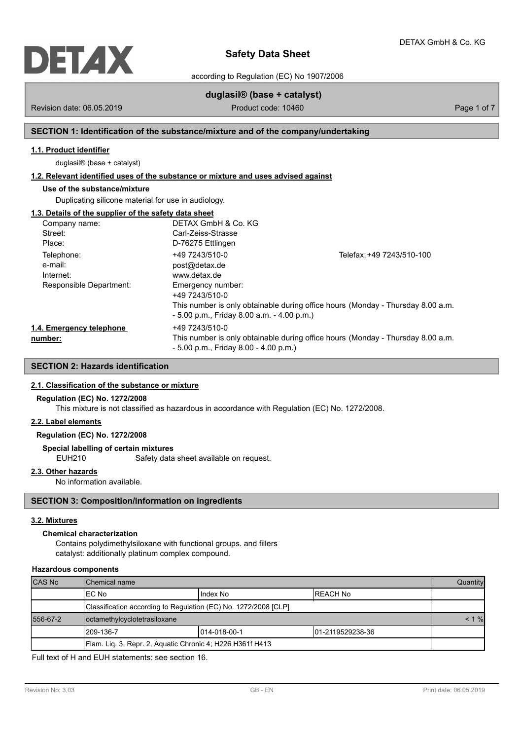# Safety Data Sheet

according to Regulation (EC) No 1907/2006

**duglasil® (base + catalyst)**

Revision date: 06.05.2019 Product code: 10460

## SECTION 1: Identification of the substance/mixture and of the company/undertaking

### 1.1. Product identifier

duglasil® (base + catalyst)

### 1.2. Relevant identified uses of the substance or mixture and uses advised against

**Use of the substance/mixture**

Duplicating silicone material for use in audiology.

### 1.3. Details of the supplier of the safety data sheet

| | | |
|---|---|---|
| Company name: | DETAX GmbH & Co. KG | |
| Street: | Carl-Zeiss-Strasse | |
| Place: | D-76275 Ettlingen | |
| Telephone: | +49 7243/510-0 | Telefax: +49 7243/510-100 |
| e-mail: | post@detax.de | |
| Internet: | www.detax.de | |
| Responsible Department: | Emergency number: +49 7243/510-0 This number is only obtainable during office hours (Monday - Thursday 8.00 a.m. - 5.00 p.m., Friday 8.00 a.m. - 4.00 p.m.) | |

**1.4. Emergency telephone number:**

+49 7243/510-0
This number is only obtainable during office hours (Monday - Thursday 8.00 a.m. - 5.00 p.m., Friday 8.00 - 4.00 p.m.)

## SECTION 2: Hazards identification

### 2.1. Classification of the substance or mixture

**Regulation (EC) No. 1272/2008**

This mixture is not classified as hazardous in accordance with Regulation (EC) No. 1272/2008.

### 2.2. Label elements

**Regulation (EC) No. 1272/2008**

**Special labelling of certain mixtures**

EUH210 Safety data sheet available on request.

### 2.3. Other hazards

No information available.

## SECTION 3: Composition/information on ingredients

### 3.2. Mixtures

**Chemical characterization**

Contains polydimethylsiloxane with functional groups. and fillers
catalyst: additionally platinum complex compound.

**Hazardous components**

| CAS No | Chemical name | | | Quantity |
|---|---|---|---|---|
| | EC No | Index No | REACH No | |
| | Classification according to Regulation (EC) No. 1272/2008 [CLP] | | | |
| 556-67-2 | octamethylcyclotetrasiloxane | | | < 1 % |
| | 209-136-7 | 014-018-00-1 | 01-2119529238-36 | |
| | Flam. Liq. 3, Repr. 2, Aquatic Chronic 4; H226 H361f H413 | | | |

Full text of H and EUH statements: see section 16.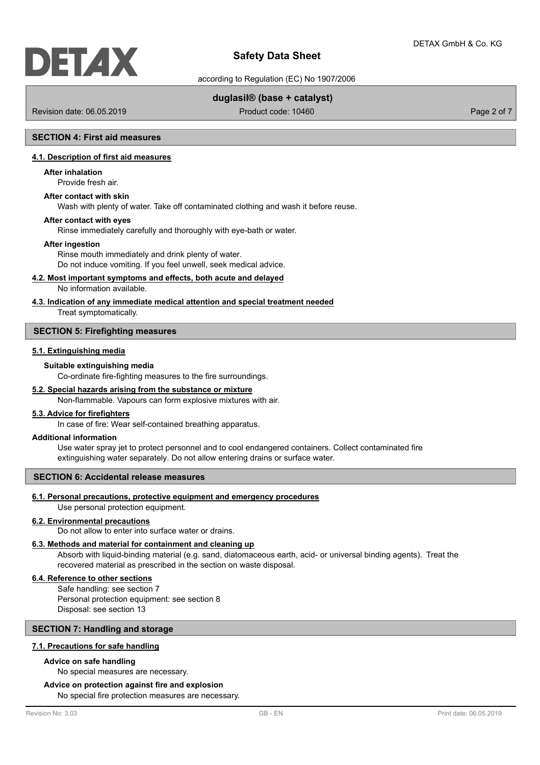## SECTION 4: First aid measures

### 4.1. Description of first aid measures

**After inhalation**

Provide fresh air.

**After contact with skin**

Wash with plenty of water. Take off contaminated clothing and wash it before reuse.

**After contact with eyes**

Rinse immediately carefully and thoroughly with eye-bath or water.

**After ingestion**

Rinse mouth immediately and drink plenty of water.
Do not induce vomiting. If you feel unwell, seek medical advice.

### 4.2. Most important symptoms and effects, both acute and delayed

No information available.

### 4.3. Indication of any immediate medical attention and special treatment needed

Treat symptomatically.

## SECTION 5: Firefighting measures

### 5.1. Extinguishing media

**Suitable extinguishing media**

Co-ordinate fire-fighting measures to the fire surroundings.

### 5.2. Special hazards arising from the substance or mixture

Non-flammable. Vapours can form explosive mixtures with air.

### 5.3. Advice for firefighters

In case of fire: Wear self-contained breathing apparatus.

**Additional information**

Use water spray jet to protect personnel and to cool endangered containers. Collect contaminated fire extinguishing water separately. Do not allow entering drains or surface water.

## SECTION 6: Accidental release measures

### 6.1. Personal precautions, protective equipment and emergency procedures

Use personal protection equipment.

### 6.2. Environmental precautions

Do not allow to enter into surface water or drains.

### 6.3. Methods and material for containment and cleaning up

Absorb with liquid-binding material (e.g. sand, diatomaceous earth, acid- or universal binding agents). Treat the recovered material as prescribed in the section on waste disposal.

### 6.4. Reference to other sections

Safe handling: see section 7
Personal protection equipment: see section 8
Disposal: see section 13

## SECTION 7: Handling and storage

### 7.1. Precautions for safe handling

**Advice on safe handling**

No special measures are necessary.

**Advice on protection against fire and explosion**

No special fire protection measures are necessary.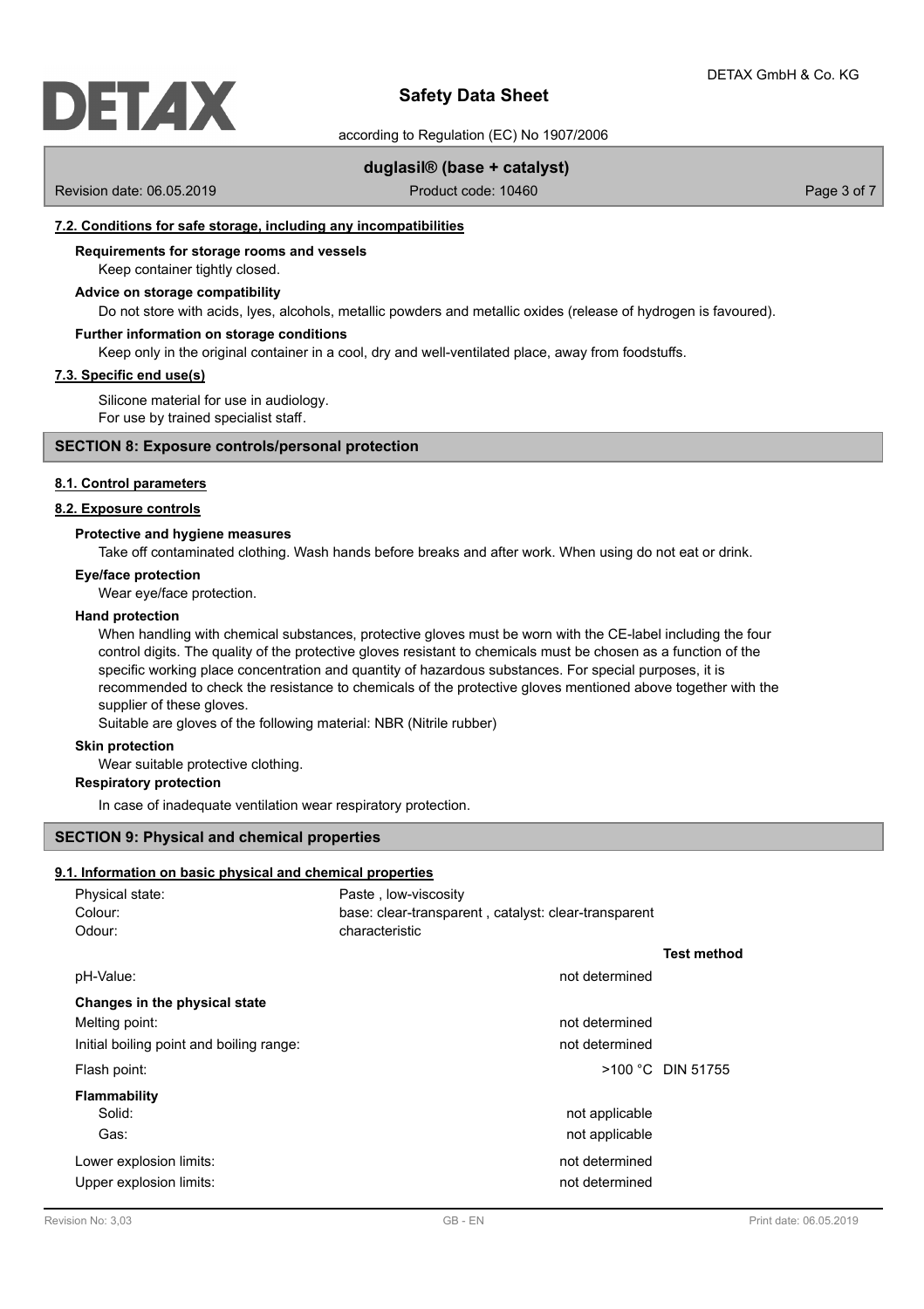### 7.2. Conditions for safe storage, including any incompatibilities

**Requirements for storage rooms and vessels**

Keep container tightly closed.

**Advice on storage compatibility**

Do not store with acids, lyes, alcohols, metallic powders and metallic oxides (release of hydrogen is favoured).

**Further information on storage conditions**

Keep only in the original container in a cool, dry and well-ventilated place, away from foodstuffs.

### 7.3. Specific end use(s)

Silicone material for use in audiology.
For use by trained specialist staff.

## SECTION 8: Exposure controls/personal protection

### 8.1. Control parameters

### 8.2. Exposure controls

**Protective and hygiene measures**

Take off contaminated clothing. Wash hands before breaks and after work. When using do not eat or drink.

**Eye/face protection**

Wear eye/face protection.

**Hand protection**

When handling with chemical substances, protective gloves must be worn with the CE-label including the four control digits. The quality of the protective gloves resistant to chemicals must be chosen as a function of the specific working place concentration and quantity of hazardous substances. For special purposes, it is recommended to check the resistance to chemicals of the protective gloves mentioned above together with the supplier of these gloves.
Suitable are gloves of the following material: NBR (Nitrile rubber)

**Skin protection**

Wear suitable protective clothing.

**Respiratory protection**

In case of inadequate ventilation wear respiratory protection.

## SECTION 9: Physical and chemical properties

### 9.1. Information on basic physical and chemical properties

Physical state: Paste , low-viscosity
Colour: base: clear-transparent , catalyst: clear-transparent
Odour: characteristic

| | | Test method |
|---|---|---|
| pH-Value: | not determined | |
| **Changes in the physical state** | | |
| Melting point: | not determined | |
| Initial boiling point and boiling range: | not determined | |
| Flash point: | >100 °C | DIN 51755 |
| **Flammability** | | |
| Solid: | not applicable | |
| Gas: | not applicable | |
| Lower explosion limits: | not determined | |
| Upper explosion limits: | not determined | |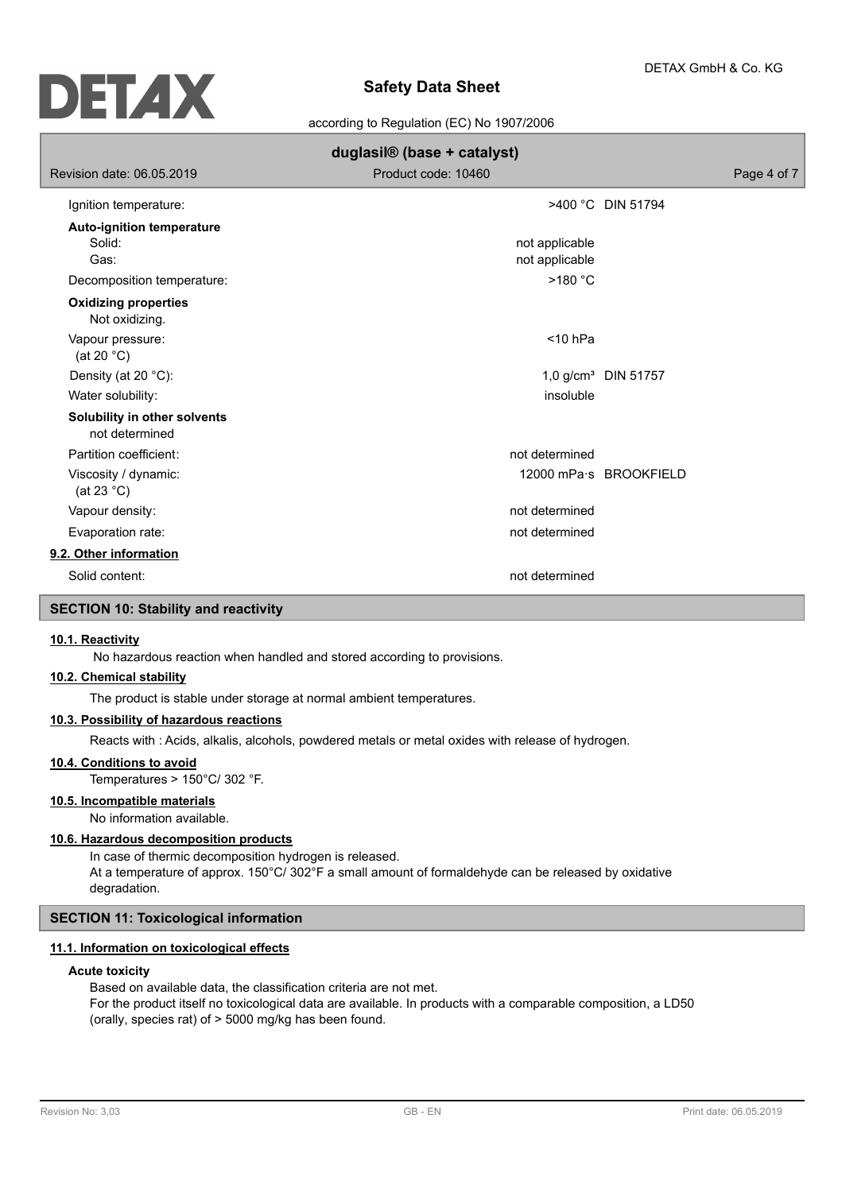| Property | Value | Method |
| --- | --- | --- |
| Ignition temperature: | >400 °C | DIN 51794 |
| **Auto-ignition temperature** | | |
| Solid: | not applicable | |
| Gas: | not applicable | |
| Decomposition temperature: | >180 °C | |
| **Oxidizing properties** | | |
| Not oxidizing. | | |
| Vapour pressure: (at 20 °C) | <10 hPa | |
| Density (at 20 °C): | 1,0 g/cm³ | DIN 51757 |
| Water solubility: | insoluble | |
| **Solubility in other solvents** | | |
| not determined | | |
| Partition coefficient: | not determined | |
| Viscosity / dynamic: (at 23 °C) | 12000 mPa·s | BROOKFIELD |
| Vapour density: | not determined | |
| Evaporation rate: | not determined | |

### 9.2. Other information

| Property | Value |
| --- | --- |
| Solid content: | not determined |

## SECTION 10: Stability and reactivity

### 10.1. Reactivity

No hazardous reaction when handled and stored according to provisions.

### 10.2. Chemical stability

The product is stable under storage at normal ambient temperatures.

### 10.3. Possibility of hazardous reactions

Reacts with : Acids, alkalis, alcohols, powdered metals or metal oxides with release of hydrogen.

### 10.4. Conditions to avoid

Temperatures > 150°C/ 302 °F.

### 10.5. Incompatible materials

No information available.

### 10.6. Hazardous decomposition products

In case of thermic decomposition hydrogen is released.
At a temperature of approx. 150°C/ 302°F a small amount of formaldehyde can be released by oxidative degradation.

## SECTION 11: Toxicological information

### 11.1. Information on toxicological effects

**Acute toxicity**

Based on available data, the classification criteria are not met.
For the product itself no toxicological data are available. In products with a comparable composition, a LD50 (orally, species rat) of > 5000 mg/kg has been found.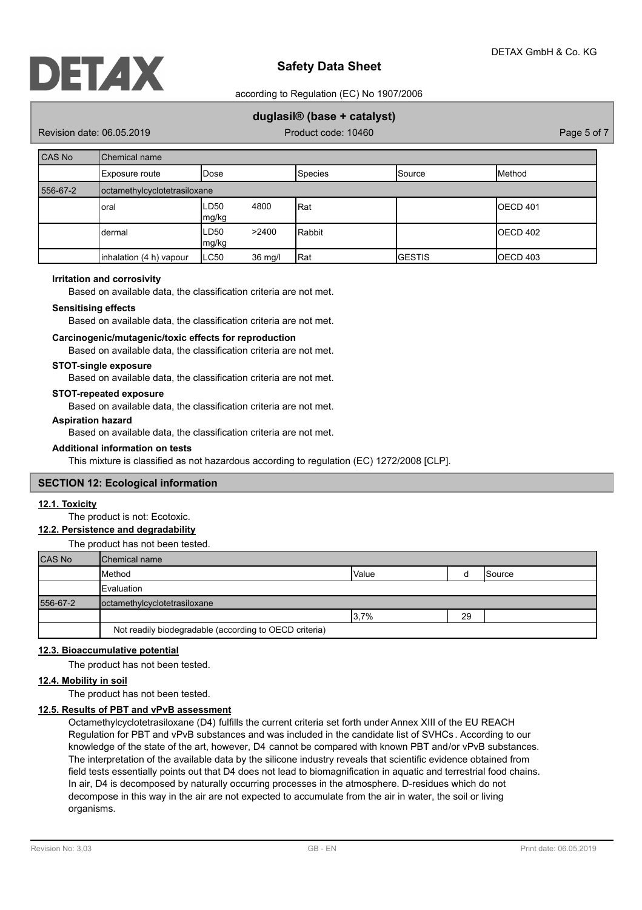| CAS No | Chemical name | | | | |
|---|---|---|---|---|---|
| | Exposure route | Dose | Species | Source | Method |
| 556-67-2 | octamethylcyclotetrasiloxane | | | | |
| | oral | LD50 4800 mg/kg | Rat | | OECD 401 |
| | dermal | LD50 >2400 mg/kg | Rabbit | | OECD 402 |
| | inhalation (4 h) vapour | LC50 36 mg/l | Rat | GESTIS | OECD 403 |

**Irritation and corrosivity**

Based on available data, the classification criteria are not met.

**Sensitising effects**

Based on available data, the classification criteria are not met.

**Carcinogenic/mutagenic/toxic effects for reproduction**

Based on available data, the classification criteria are not met.

**STOT-single exposure**

Based on available data, the classification criteria are not met.

**STOT-repeated exposure**

Based on available data, the classification criteria are not met.

**Aspiration hazard**

Based on available data, the classification criteria are not met.

**Additional information on tests**

This mixture is classified as not hazardous according to regulation (EC) 1272/2008 [CLP].

## SECTION 12: Ecological information

### 12.1. Toxicity

The product is not: Ecotoxic.

### 12.2. Persistence and degradability

The product has not been tested.

| CAS No | Chemical name | | | |
|---|---|---|---|---|
| | Method | Value | d | Source |
| | Evaluation | | | |
| 556-67-2 | octamethylcyclotetrasiloxane | | | |
| | | 3,7% | 29 | |
| | Not readily biodegradable (according to OECD criteria) | | | |

### 12.3. Bioaccumulative potential

The product has not been tested.

### 12.4. Mobility in soil

The product has not been tested.

### 12.5. Results of PBT and vPvB assessment

Octamethylcyclotetrasiloxane (D4) fulfills the current criteria set forth under Annex XIII of the EU REACH Regulation for PBT and vPvB substances and was included in the candidate list of SVHCs. According to our knowledge of the state of the art, however, D4 cannot be compared with known PBT and/or vPvB substances. The interpretation of the available data by the silicone industry reveals that scientific evidence obtained from field tests essentially points out that D4 does not lead to biomagnification in aquatic and terrestrial food chains. In air, D4 is decomposed by naturally occurring processes in the atmosphere. D-residues which do not decompose in this way in the air are not expected to accumulate from the air in water, the soil or living organisms.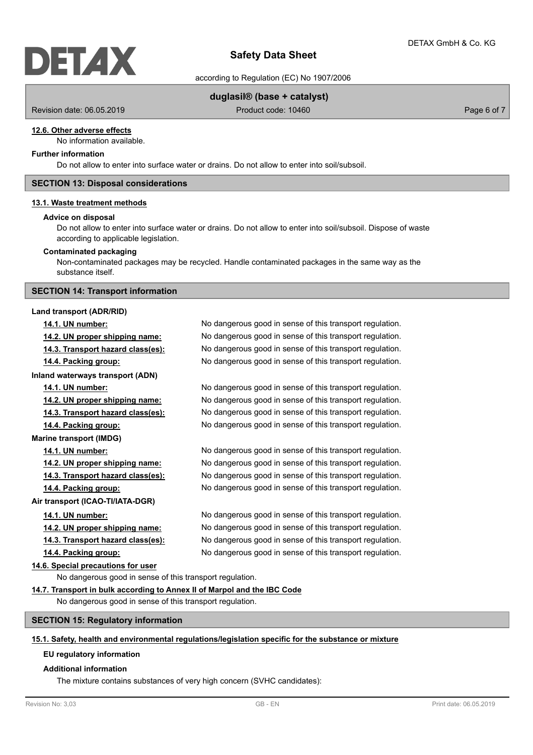### 12.6. Other adverse effects

No information available.

**Further information**

Do not allow to enter into surface water or drains. Do not allow to enter into soil/subsoil.

## SECTION 13: Disposal considerations

### 13.1. Waste treatment methods

**Advice on disposal**

Do not allow to enter into surface water or drains. Do not allow to enter into soil/subsoil. Dispose of waste according to applicable legislation.

**Contaminated packaging**

Non-contaminated packages may be recycled. Handle contaminated packages in the same way as the substance itself.

## SECTION 14: Transport information

**Land transport (ADR/RID)**

| | |
|---|---|
| **14.1. UN number:** | No dangerous good in sense of this transport regulation. |
| **14.2. UN proper shipping name:** | No dangerous good in sense of this transport regulation. |
| **14.3. Transport hazard class(es):** | No dangerous good in sense of this transport regulation. |
| **14.4. Packing group:** | No dangerous good in sense of this transport regulation. |

**Inland waterways transport (ADN)**

| | |
|---|---|
| **14.1. UN number:** | No dangerous good in sense of this transport regulation. |
| **14.2. UN proper shipping name:** | No dangerous good in sense of this transport regulation. |
| **14.3. Transport hazard class(es):** | No dangerous good in sense of this transport regulation. |
| **14.4. Packing group:** | No dangerous good in sense of this transport regulation. |

**Marine transport (IMDG)**

| | |
|---|---|
| **14.1. UN number:** | No dangerous good in sense of this transport regulation. |
| **14.2. UN proper shipping name:** | No dangerous good in sense of this transport regulation. |
| **14.3. Transport hazard class(es):** | No dangerous good in sense of this transport regulation. |
| **14.4. Packing group:** | No dangerous good in sense of this transport regulation. |

**Air transport (ICAO-TI/IATA-DGR)**

| | |
|---|---|
| **14.1. UN number:** | No dangerous good in sense of this transport regulation. |
| **14.2. UN proper shipping name:** | No dangerous good in sense of this transport regulation. |
| **14.3. Transport hazard class(es):** | No dangerous good in sense of this transport regulation. |
| **14.4. Packing group:** | No dangerous good in sense of this transport regulation. |

### 14.6. Special precautions for user

No dangerous good in sense of this transport regulation.

### 14.7. Transport in bulk according to Annex II of Marpol and the IBC Code

No dangerous good in sense of this transport regulation.

## SECTION 15: Regulatory information

### 15.1. Safety, health and environmental regulations/legislation specific for the substance or mixture

**EU regulatory information**

**Additional information**

The mixture contains substances of very high concern (SVHC candidates):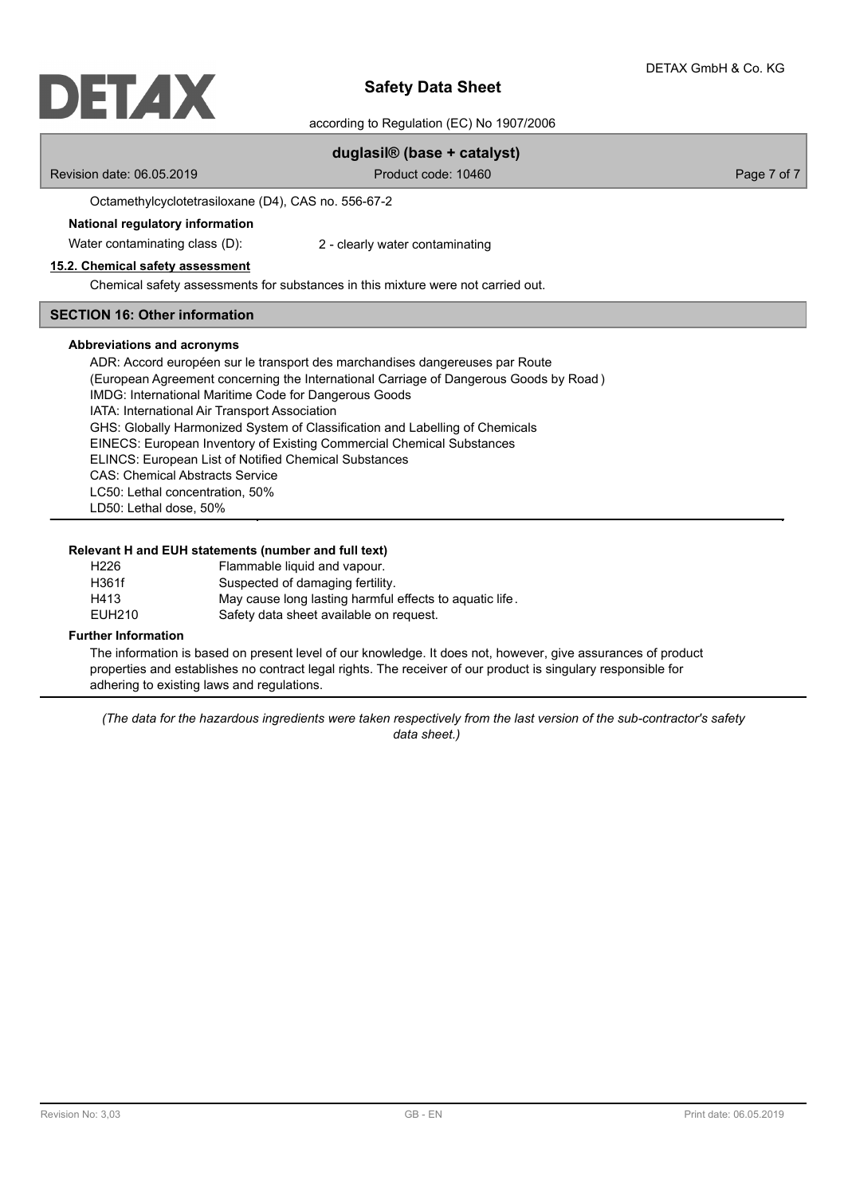Octamethylcyclotetrasiloxane (D4), CAS no. 556-67-2

**National regulatory information**

Water contaminating class (D): 2 - clearly water contaminating

**15.2. Chemical safety assessment**

Chemical safety assessments for substances in this mixture were not carried out.

## SECTION 16: Other information

**Abbreviations and acronyms**

ADR: Accord européen sur le transport des marchandises dangereuses par Route
(European Agreement concerning the International Carriage of Dangerous Goods by Road )
IMDG: International Maritime Code for Dangerous Goods
IATA: International Air Transport Association
GHS: Globally Harmonized System of Classification and Labelling of Chemicals
EINECS: European Inventory of Existing Commercial Chemical Substances
ELINCS: European List of Notified Chemical Substances
CAS: Chemical Abstracts Service
LC50: Lethal concentration, 50%
LD50: Lethal dose, 50%

**Relevant H and EUH statements (number and full text)**

| | |
|---|---|
| H226 | Flammable liquid and vapour. |
| H361f | Suspected of damaging fertility. |
| H413 | May cause long lasting harmful effects to aquatic life. |
| EUH210 | Safety data sheet available on request. |

**Further Information**

The information is based on present level of our knowledge. It does not, however, give assurances of product properties and establishes no contract legal rights. The receiver of our product is singulary responsible for adhering to existing laws and regulations.

*(The data for the hazardous ingredients were taken respectively from the last version of the sub-contractor's safety data sheet.)*